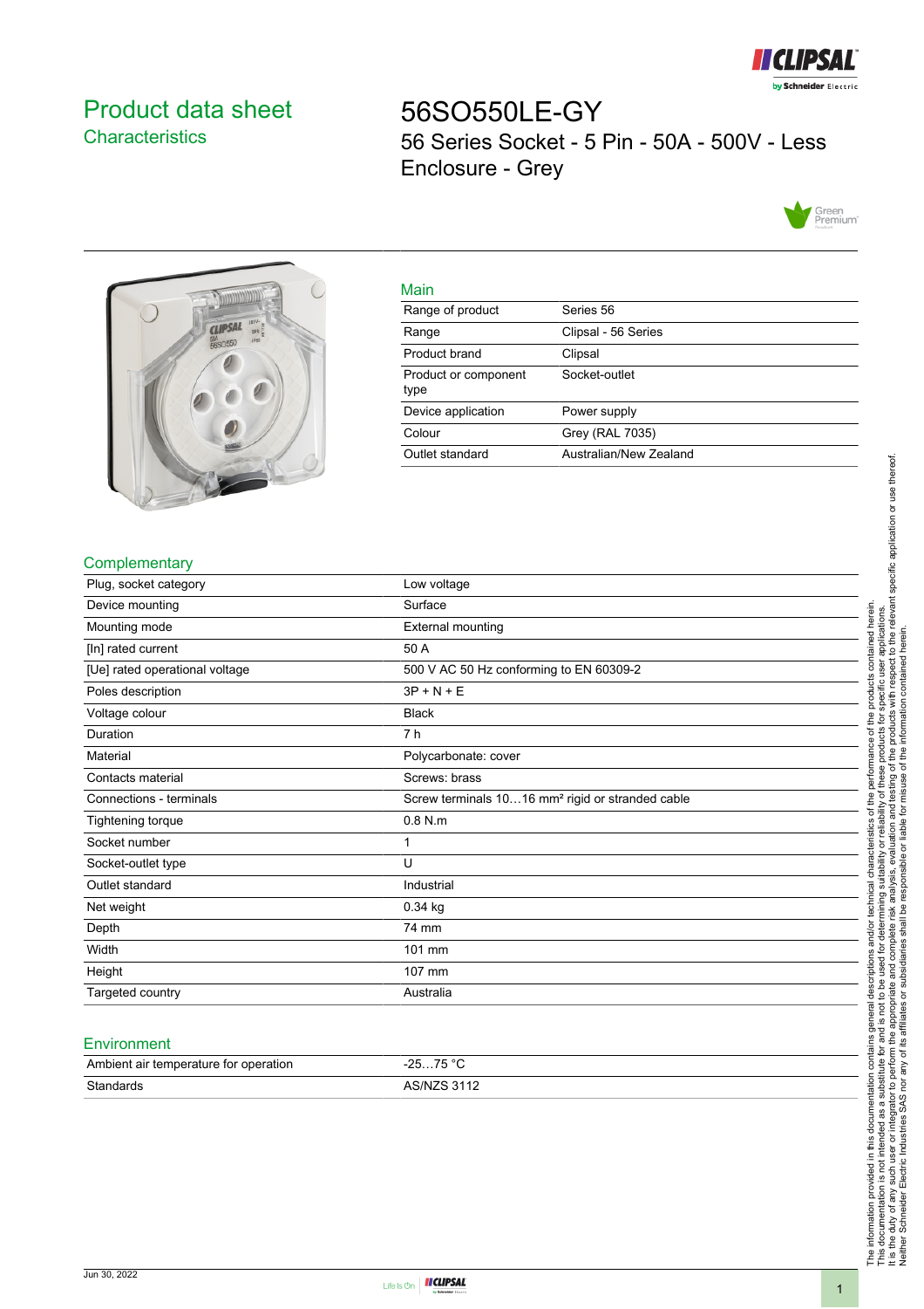# Product data sheet
## Characteristics

# 56SO550LE-GY
56 Series Socket - 5 Pin - 50A - 500V - Less Enclosure - Grey

### Main

| | |
|---|---|
| Range of product | Series 56 |
| Range | Clipsal - 56 Series |
| Product brand | Clipsal |
| Product or component type | Socket-outlet |
| Device application | Power supply |
| Colour | Grey (RAL 7035) |
| Outlet standard | Australian/New Zealand |

### Complementary

| | |
|---|---|
| Plug, socket category | Low voltage |
| Device mounting | Surface |
| Mounting mode | External mounting |
| [In] rated current | 50 A |
| [Ue] rated operational voltage | 500 V AC 50 Hz conforming to EN 60309-2 |
| Poles description | 3P + N + E |
| Voltage colour | Black |
| Duration | 7 h |
| Material | Polycarbonate: cover |
| Contacts material | Screws: brass |
| Connections - terminals | Screw terminals 10…16 mm² rigid or stranded cable |
| Tightening torque | 0.8 N.m |
| Socket number | 1 |
| Socket-outlet type | U |
| Outlet standard | Industrial |
| Net weight | 0.34 kg |
| Depth | 74 mm |
| Width | 101 mm |
| Height | 107 mm |
| Targeted country | Australia |

### Environment

| | |
|---|---|
| Ambient air temperature for operation | -25…75 °C |
| Standards | AS/NZS 3112 |

The information provided in this documentation contains general descriptions and/or technical characteristics of the performance of the products contained herein. This documentation is not intended as a substitute for and is not to be used for determining suitability or reliability of these products for specific user applications. It is the duty of any such user or integrator to perform the appropriate and complete risk analysis, evaluation and testing of the products with respect to the relevant specific application or use thereof. Neither Schneider Electric Industries SAS nor any of its affiliates or subsidiaries shall be responsible or liable for misuse of the information contained herein.

Jun 30, 2022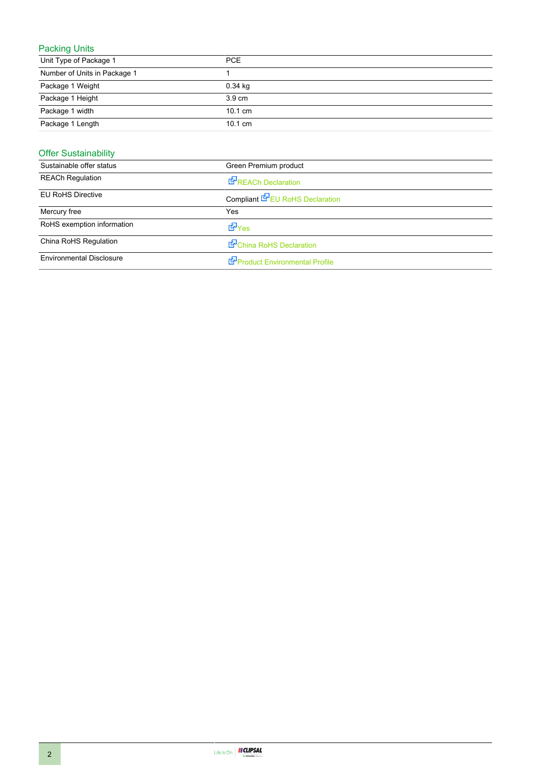## Packing Units

| | |
|---|---|
| Unit Type of Package 1 | PCE |
| Number of Units in Package 1 | 1 |
| Package 1 Weight | 0.34 kg |
| Package 1 Height | 3.9 cm |
| Package 1 width | 10.1 cm |
| Package 1 Length | 10.1 cm |

## Offer Sustainability

| | |
|---|---|
| Sustainable offer status | Green Premium product |
| REACh Regulation | REACh Declaration |
| EU RoHS Directive | Compliant EU RoHS Declaration |
| Mercury free | Yes |
| RoHS exemption information | Yes |
| China RoHS Regulation | China RoHS Declaration |
| Environmental Disclosure | Product Environmental Profile |